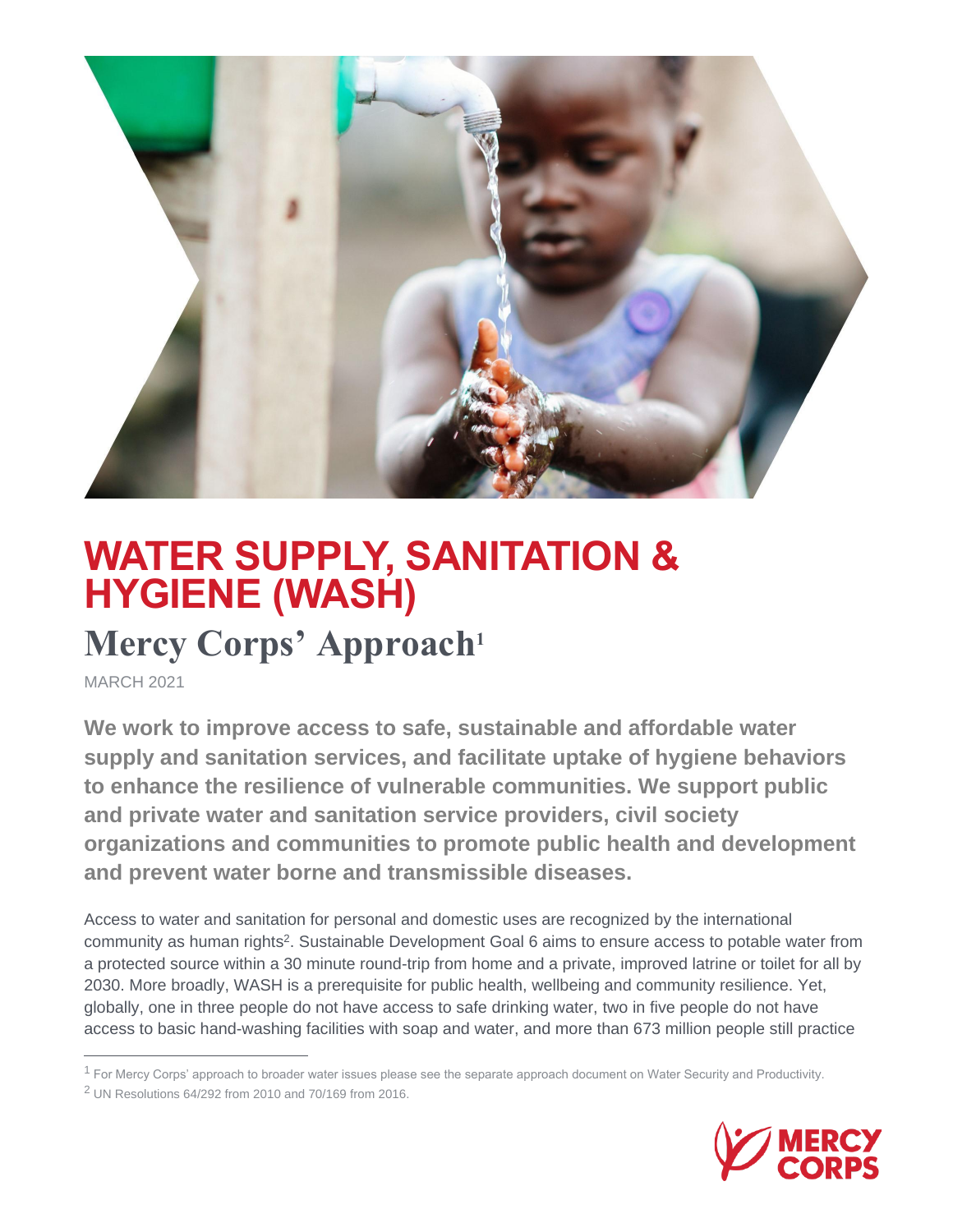# WATER SUPPLY, SANITATION & HYGIENE (WASH)

## Mercy Corps' Approach[1]

MARCH 2021

**We work to improve access to safe, sustainable and affordable water supply and sanitation services, and facilitate uptake of hygiene behaviors to enhance the resilience of vulnerable communities. We support public and private water and sanitation service providers, civil society organizations and communities to promote public health and development and prevent water borne and transmissible diseases.**

Access to water and sanitation for personal and domestic uses are recognized by the international community as human rights[2]. Sustainable Development Goal 6 aims to ensure access to potable water from a protected source within a 30 minute round-trip from home and a private, improved latrine or toilet for all by 2030. More broadly, WASH is a prerequisite for public health, wellbeing and community resilience. Yet, globally, one in three people do not have access to safe drinking water, two in five people do not have access to basic hand-washing facilities with soap and water, and more than 673 million people still practice

[1] For Mercy Corps' approach to broader water issues please see the separate approach document on Water Security and Productivity.

[2] UN Resolutions 64/292 from 2010 and 70/169 from 2016.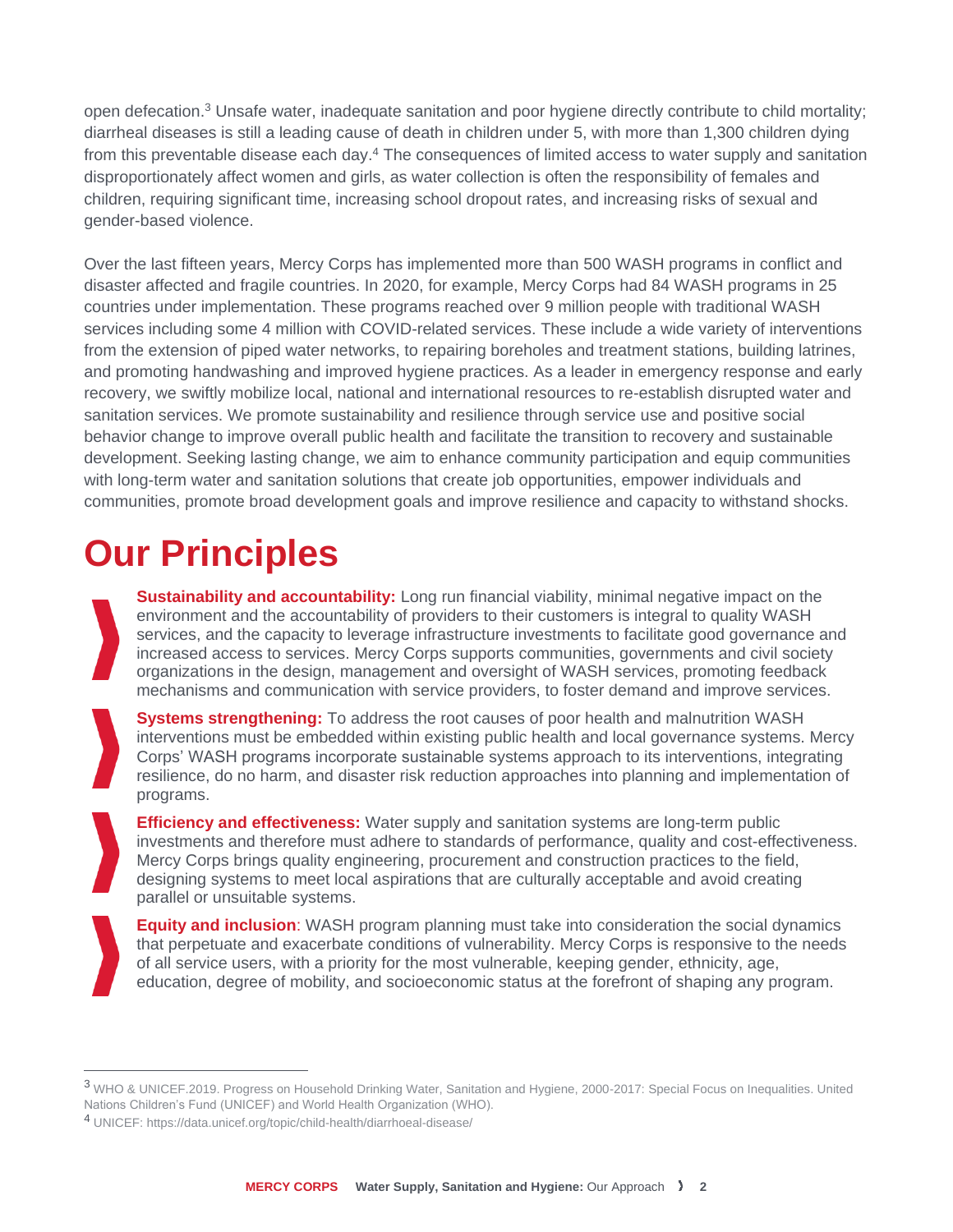open defecation.[3] Unsafe water, inadequate sanitation and poor hygiene directly contribute to child mortality; diarrheal diseases is still a leading cause of death in children under 5, with more than 1,300 children dying from this preventable disease each day.[4] The consequences of limited access to water supply and sanitation disproportionately affect women and girls, as water collection is often the responsibility of females and children, requiring significant time, increasing school dropout rates, and increasing risks of sexual and gender-based violence.

Over the last fifteen years, Mercy Corps has implemented more than 500 WASH programs in conflict and disaster affected and fragile countries. In 2020, for example, Mercy Corps had 84 WASH programs in 25 countries under implementation. These programs reached over 9 million people with traditional WASH services including some 4 million with COVID-related services. These include a wide variety of interventions from the extension of piped water networks, to repairing boreholes and treatment stations, building latrines, and promoting handwashing and improved hygiene practices. As a leader in emergency response and early recovery, we swiftly mobilize local, national and international resources to re-establish disrupted water and sanitation services. We promote sustainability and resilience through service use and positive social behavior change to improve overall public health and facilitate the transition to recovery and sustainable development. Seeking lasting change, we aim to enhance community participation and equip communities with long-term water and sanitation solutions that create job opportunities, empower individuals and communities, promote broad development goals and improve resilience and capacity to withstand shocks.

# Our Principles

- **Sustainability and accountability:** Long run financial viability, minimal negative impact on the environment and the accountability of providers to their customers is integral to quality WASH services, and the capacity to leverage infrastructure investments to facilitate good governance and increased access to services. Mercy Corps supports communities, governments and civil society organizations in the design, management and oversight of WASH services, promoting feedback mechanisms and communication with service providers, to foster demand and improve services.

- **Systems strengthening:** To address the root causes of poor health and malnutrition WASH interventions must be embedded within existing public health and local governance systems. Mercy Corps' WASH programs incorporate sustainable systems approach to its interventions, integrating resilience, do no harm, and disaster risk reduction approaches into planning and implementation of programs.

- **Efficiency and effectiveness:** Water supply and sanitation systems are long-term public investments and therefore must adhere to standards of performance, quality and cost-effectiveness. Mercy Corps brings quality engineering, procurement and construction practices to the field, designing systems to meet local aspirations that are culturally acceptable and avoid creating parallel or unsuitable systems.

- **Equity and inclusion**: WASH program planning must take into consideration the social dynamics that perpetuate and exacerbate conditions of vulnerability. Mercy Corps is responsive to the needs of all service users, with a priority for the most vulnerable, keeping gender, ethnicity, age, education, degree of mobility, and socioeconomic status at the forefront of shaping any program.

---

[3] WHO & UNICEF.2019. Progress on Household Drinking Water, Sanitation and Hygiene, 2000-2017: Special Focus on Inequalities. United Nations Children's Fund (UNICEF) and World Health Organization (WHO).

[4] UNICEF: https://data.unicef.org/topic/child-health/diarrhoeal-disease/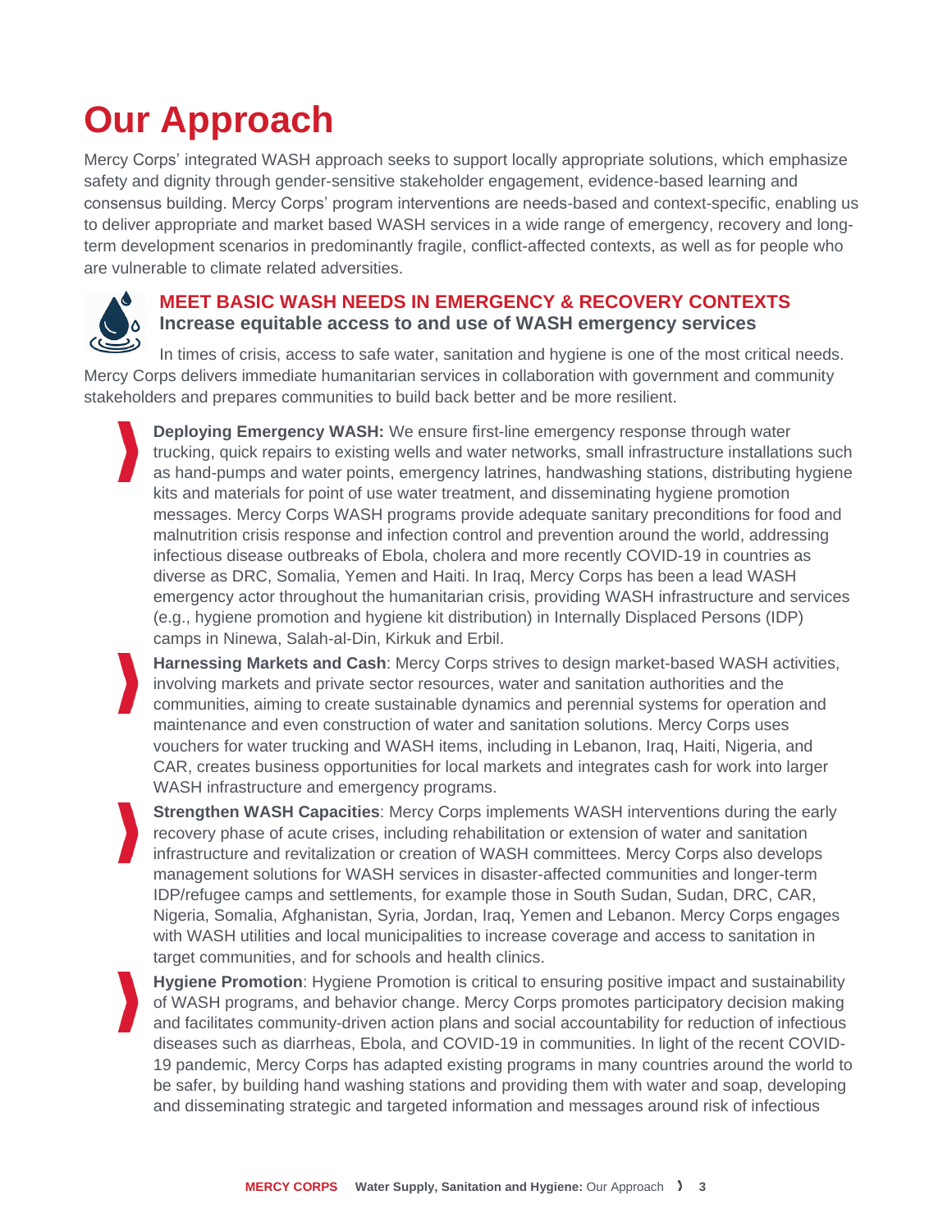# Our Approach

Mercy Corps' integrated WASH approach seeks to support locally appropriate solutions, which emphasize safety and dignity through gender-sensitive stakeholder engagement, evidence-based learning and consensus building. Mercy Corps' program interventions are needs-based and context-specific, enabling us to deliver appropriate and market based WASH services in a wide range of emergency, recovery and long-term development scenarios in predominantly fragile, conflict-affected contexts, as well as for people who are vulnerable to climate related adversities.

## MEET BASIC WASH NEEDS IN EMERGENCY & RECOVERY CONTEXTS

### Increase equitable access to and use of WASH emergency services

In times of crisis, access to safe water, sanitation and hygiene is one of the most critical needs. Mercy Corps delivers immediate humanitarian services in collaboration with government and community stakeholders and prepares communities to build back better and be more resilient.

- **Deploying Emergency WASH:** We ensure first-line emergency response through water trucking, quick repairs to existing wells and water networks, small infrastructure installations such as hand-pumps and water points, emergency latrines, handwashing stations, distributing hygiene kits and materials for point of use water treatment, and disseminating hygiene promotion messages. Mercy Corps WASH programs provide adequate sanitary preconditions for food and malnutrition crisis response and infection control and prevention around the world, addressing infectious disease outbreaks of Ebola, cholera and more recently COVID-19 in countries as diverse as DRC, Somalia, Yemen and Haiti. In Iraq, Mercy Corps has been a lead WASH emergency actor throughout the humanitarian crisis, providing WASH infrastructure and services (e.g., hygiene promotion and hygiene kit distribution) in Internally Displaced Persons (IDP) camps in Ninewa, Salah-al-Din, Kirkuk and Erbil.

- **Harnessing Markets and Cash**: Mercy Corps strives to design market-based WASH activities, involving markets and private sector resources, water and sanitation authorities and the communities, aiming to create sustainable dynamics and perennial systems for operation and maintenance and even construction of water and sanitation solutions. Mercy Corps uses vouchers for water trucking and WASH items, including in Lebanon, Iraq, Haiti, Nigeria, and CAR, creates business opportunities for local markets and integrates cash for work into larger WASH infrastructure and emergency programs.

- **Strengthen WASH Capacities**: Mercy Corps implements WASH interventions during the early recovery phase of acute crises, including rehabilitation or extension of water and sanitation infrastructure and revitalization or creation of WASH committees. Mercy Corps also develops management solutions for WASH services in disaster-affected communities and longer-term IDP/refugee camps and settlements, for example those in South Sudan, Sudan, DRC, CAR, Nigeria, Somalia, Afghanistan, Syria, Jordan, Iraq, Yemen and Lebanon. Mercy Corps engages with WASH utilities and local municipalities to increase coverage and access to sanitation in target communities, and for schools and health clinics.

- **Hygiene Promotion**: Hygiene Promotion is critical to ensuring positive impact and sustainability of WASH programs, and behavior change. Mercy Corps promotes participatory decision making and facilitates community-driven action plans and social accountability for reduction of infectious diseases such as diarrheas, Ebola, and COVID-19 in communities. In light of the recent COVID-19 pandemic, Mercy Corps has adapted existing programs in many countries around the world to be safer, by building hand washing stations and providing them with water and soap, developing and disseminating strategic and targeted information and messages around risk of infectious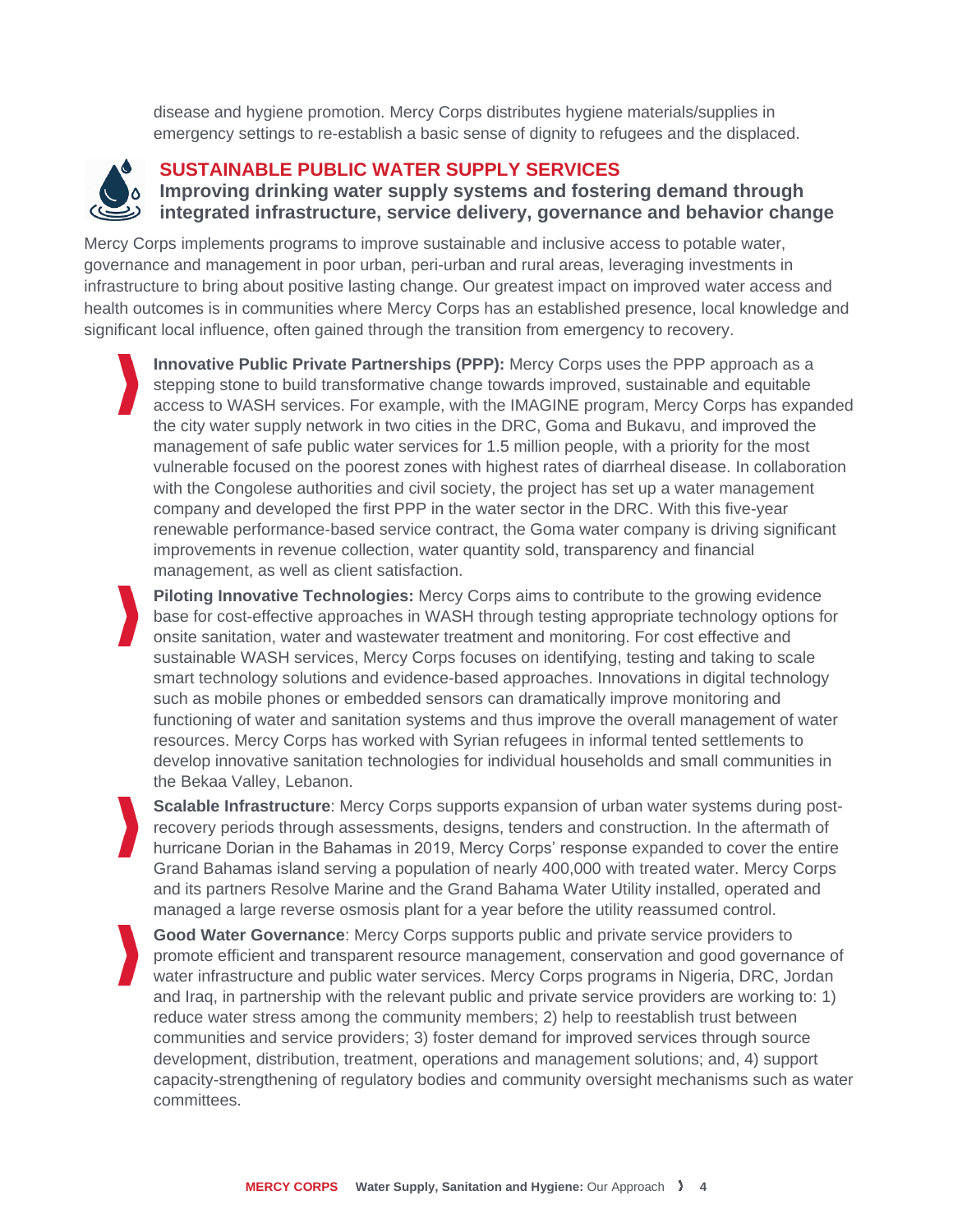disease and hygiene promotion. Mercy Corps distributes hygiene materials/supplies in emergency settings to re-establish a basic sense of dignity to refugees and the displaced.

## SUSTAINABLE PUBLIC WATER SUPPLY SERVICES

### Improving drinking water supply systems and fostering demand through integrated infrastructure, service delivery, governance and behavior change

Mercy Corps implements programs to improve sustainable and inclusive access to potable water, governance and management in poor urban, peri-urban and rural areas, leveraging investments in infrastructure to bring about positive lasting change. Our greatest impact on improved water access and health outcomes is in communities where Mercy Corps has an established presence, local knowledge and significant local influence, often gained through the transition from emergency to recovery.

- **Innovative Public Private Partnerships (PPP):** Mercy Corps uses the PPP approach as a stepping stone to build transformative change towards improved, sustainable and equitable access to WASH services. For example, with the IMAGINE program, Mercy Corps has expanded the city water supply network in two cities in the DRC, Goma and Bukavu, and improved the management of safe public water services for 1.5 million people, with a priority for the most vulnerable focused on the poorest zones with highest rates of diarrheal disease. In collaboration with the Congolese authorities and civil society, the project has set up a water management company and developed the first PPP in the water sector in the DRC. With this five-year renewable performance-based service contract, the Goma water company is driving significant improvements in revenue collection, water quantity sold, transparency and financial management, as well as client satisfaction.

- **Piloting Innovative Technologies:** Mercy Corps aims to contribute to the growing evidence base for cost-effective approaches in WASH through testing appropriate technology options for onsite sanitation, water and wastewater treatment and monitoring. For cost effective and sustainable WASH services, Mercy Corps focuses on identifying, testing and taking to scale smart technology solutions and evidence-based approaches. Innovations in digital technology such as mobile phones or embedded sensors can dramatically improve monitoring and functioning of water and sanitation systems and thus improve the overall management of water resources. Mercy Corps has worked with Syrian refugees in informal tented settlements to develop innovative sanitation technologies for individual households and small communities in the Bekaa Valley, Lebanon.

- **Scalable Infrastructure**: Mercy Corps supports expansion of urban water systems during post-recovery periods through assessments, designs, tenders and construction. In the aftermath of hurricane Dorian in the Bahamas in 2019, Mercy Corps' response expanded to cover the entire Grand Bahamas island serving a population of nearly 400,000 with treated water. Mercy Corps and its partners Resolve Marine and the Grand Bahama Water Utility installed, operated and managed a large reverse osmosis plant for a year before the utility reassumed control.

- **Good Water Governance**: Mercy Corps supports public and private service providers to promote efficient and transparent resource management, conservation and good governance of water infrastructure and public water services. Mercy Corps programs in Nigeria, DRC, Jordan and Iraq, in partnership with the relevant public and private service providers are working to: 1) reduce water stress among the community members; 2) help to reestablish trust between communities and service providers; 3) foster demand for improved services through source development, distribution, treatment, operations and management solutions; and, 4) support capacity-strengthening of regulatory bodies and community oversight mechanisms such as water committees.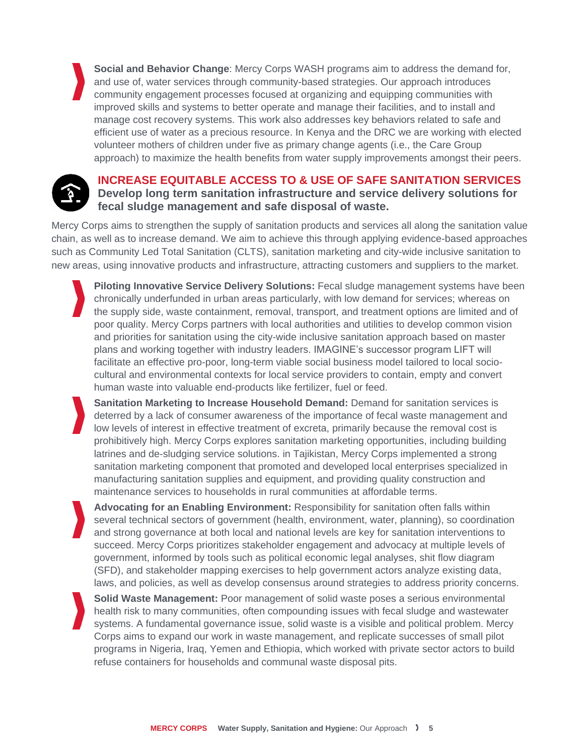- **Social and Behavior Change**: Mercy Corps WASH programs aim to address the demand for, and use of, water services through community-based strategies. Our approach introduces community engagement processes focused at organizing and equipping communities with improved skills and systems to better operate and manage their facilities, and to install and manage cost recovery systems. This work also addresses key behaviors related to safe and efficient use of water as a precious resource. In Kenya and the DRC we are working with elected volunteer mothers of children under five as primary change agents (i.e., the Care Group approach) to maximize the health benefits from water supply improvements amongst their peers.

## INCREASE EQUITABLE ACCESS TO & USE OF SAFE SANITATION SERVICES

### Develop long term sanitation infrastructure and service delivery solutions for fecal sludge management and safe disposal of waste.

Mercy Corps aims to strengthen the supply of sanitation products and services all along the sanitation value chain, as well as to increase demand. We aim to achieve this through applying evidence-based approaches such as Community Led Total Sanitation (CLTS), sanitation marketing and city-wide inclusive sanitation to new areas, using innovative products and infrastructure, attracting customers and suppliers to the market.

- **Piloting Innovative Service Delivery Solutions:** Fecal sludge management systems have been chronically underfunded in urban areas particularly, with low demand for services; whereas on the supply side, waste containment, removal, transport, and treatment options are limited and of poor quality. Mercy Corps partners with local authorities and utilities to develop common vision and priorities for sanitation using the city-wide inclusive sanitation approach based on master plans and working together with industry leaders. IMAGINE's successor program LIFT will facilitate an effective pro-poor, long-term viable social business model tailored to local socio-cultural and environmental contexts for local service providers to contain, empty and convert human waste into valuable end-products like fertilizer, fuel or feed.
- **Sanitation Marketing to Increase Household Demand:** Demand for sanitation services is deterred by a lack of consumer awareness of the importance of fecal waste management and low levels of interest in effective treatment of excreta, primarily because the removal cost is prohibitively high. Mercy Corps explores sanitation marketing opportunities, including building latrines and de-sludging service solutions. in Tajikistan, Mercy Corps implemented a strong sanitation marketing component that promoted and developed local enterprises specialized in manufacturing sanitation supplies and equipment, and providing quality construction and maintenance services to households in rural communities at affordable terms.
- **Advocating for an Enabling Environment:** Responsibility for sanitation often falls within several technical sectors of government (health, environment, water, planning), so coordination and strong governance at both local and national levels are key for sanitation interventions to succeed. Mercy Corps prioritizes stakeholder engagement and advocacy at multiple levels of government, informed by tools such as political economic legal analyses, shit flow diagram (SFD), and stakeholder mapping exercises to help government actors analyze existing data, laws, and policies, as well as develop consensus around strategies to address priority concerns.
- **Solid Waste Management:** Poor management of solid waste poses a serious environmental health risk to many communities, often compounding issues with fecal sludge and wastewater systems. A fundamental governance issue, solid waste is a visible and political problem. Mercy Corps aims to expand our work in waste management, and replicate successes of small pilot programs in Nigeria, Iraq, Yemen and Ethiopia, which worked with private sector actors to build refuse containers for households and communal waste disposal pits.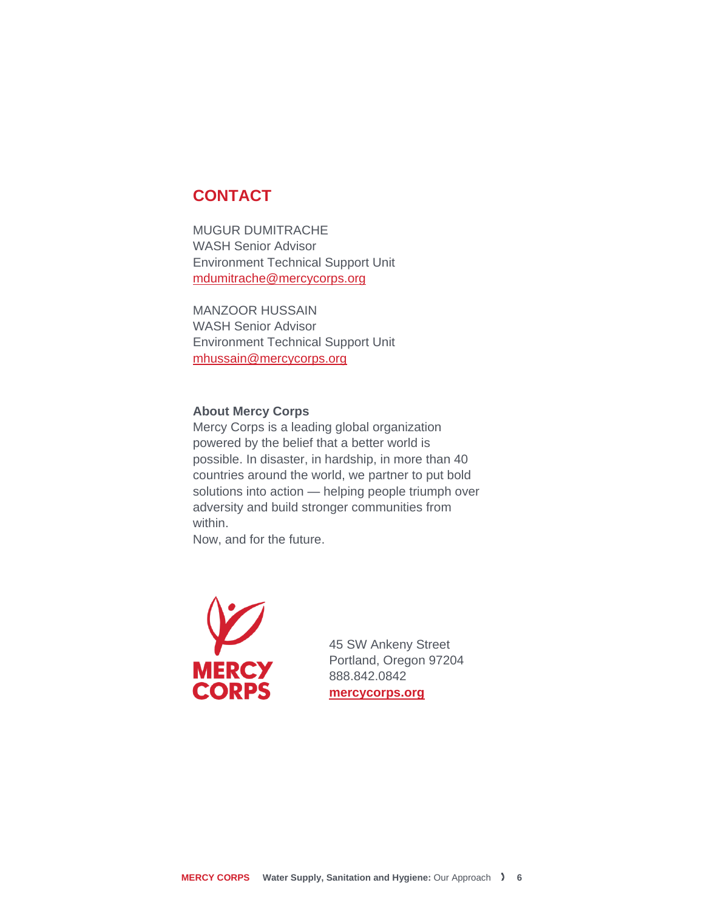## CONTACT

MUGUR DUMITRACHE
WASH Senior Advisor
Environment Technical Support Unit
mdumitrache@mercycorps.org

MANZOOR HUSSAIN
WASH Senior Advisor
Environment Technical Support Unit
mhussain@mercycorps.org

**About Mercy Corps**
Mercy Corps is a leading global organization powered by the belief that a better world is possible. In disaster, in hardship, in more than 40 countries around the world, we partner to put bold solutions into action — helping people triumph over adversity and build stronger communities from within.
Now, and for the future.

MERCY CORPS

45 SW Ankeny Street
Portland, Oregon 97204
888.842.0842
**mercycorps.org**